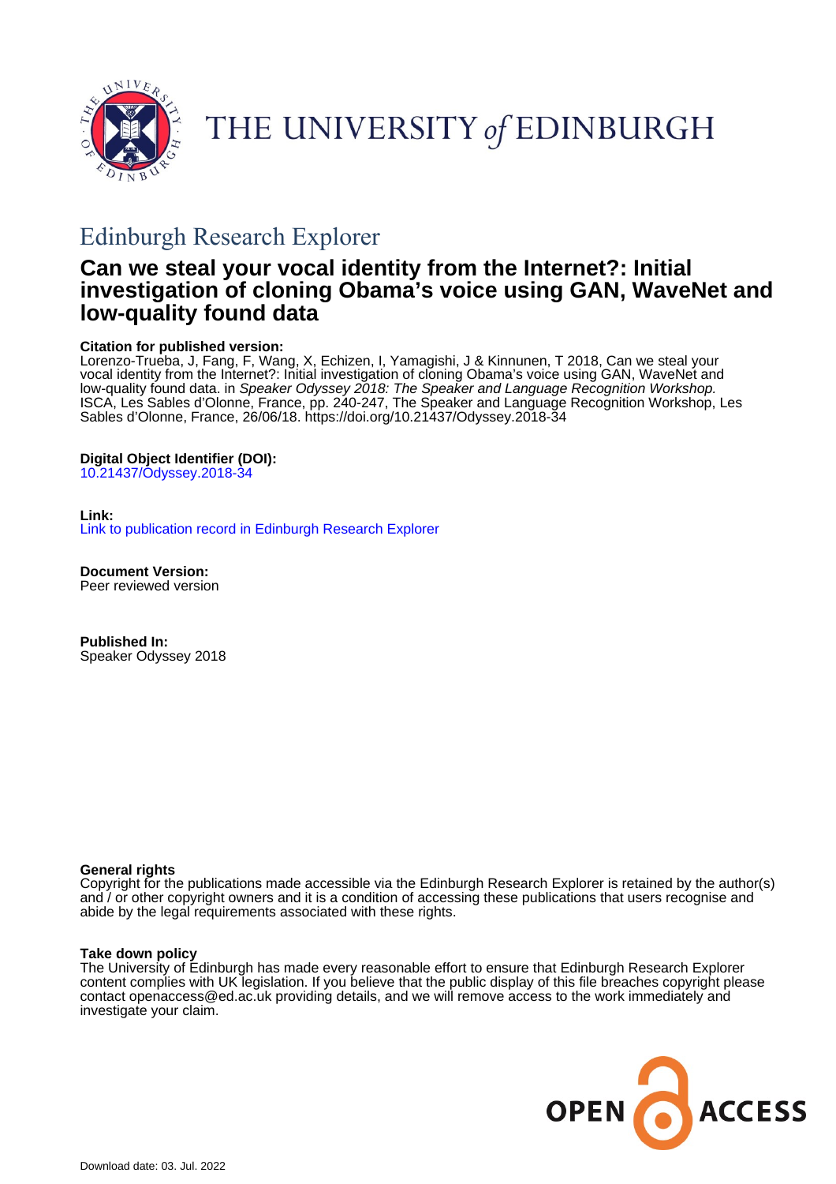# THE UNIVERSITY of EDINBURGH

## Edinburgh Research Explorer

# Can we steal your vocal identity from the Internet?: Initial investigation of cloning Obama's voice using GAN, WaveNet and low-quality found data

**Citation for published version:**
Lorenzo-Trueba, J, Fang, F, Wang, X, Echizen, I, Yamagishi, J & Kinnunen, T 2018, Can we steal your vocal identity from the Internet?: Initial investigation of cloning Obama's voice using GAN, WaveNet and low-quality found data. in *Speaker Odyssey 2018: The Speaker and Language Recognition Workshop.* ISCA, Les Sables d'Olonne, France, pp. 240-247, The Speaker and Language Recognition Workshop, Les Sables d'Olonne, France, 26/06/18. https://doi.org/10.21437/Odyssey.2018-34

**Digital Object Identifier (DOI):**
10.21437/Odyssey.2018-34

**Link:**
Link to publication record in Edinburgh Research Explorer

**Document Version:**
Peer reviewed version

**Published In:**
Speaker Odyssey 2018

**General rights**
Copyright for the publications made accessible via the Edinburgh Research Explorer is retained by the author(s) and / or other copyright owners and it is a condition of accessing these publications that users recognise and abide by the legal requirements associated with these rights.

**Take down policy**
The University of Edinburgh has made every reasonable effort to ensure that Edinburgh Research Explorer content complies with UK legislation. If you believe that the public display of this file breaches copyright please contact openaccess@ed.ac.uk providing details, and we will remove access to the work immediately and investigate your claim.

Download date: 03. Jul. 2022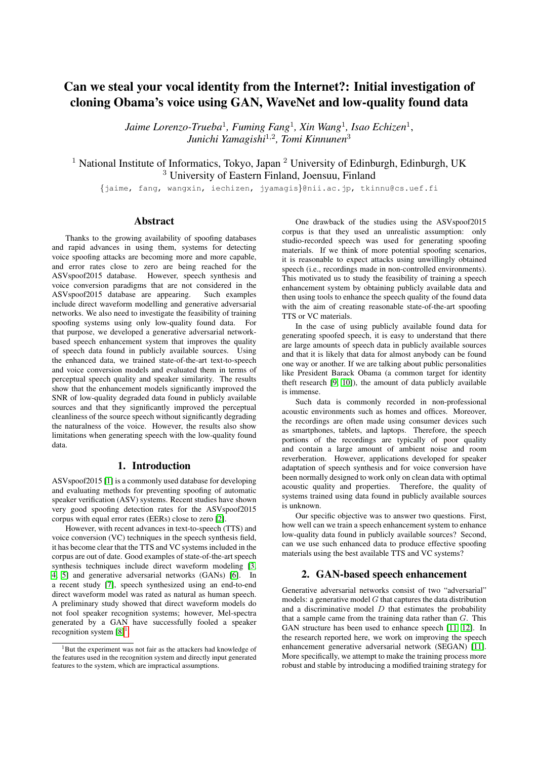# Can we steal your vocal identity from the Internet?: Initial investigation of cloning Obama's voice using GAN, WaveNet and low-quality found data

*Jaime Lorenzo-Trueba*[1], *Fuming Fang*[1], *Xin Wang*[1], *Isao Echizen*[1], *Junichi Yamagishi*[1,2], *Tomi Kinnunen*[3]

[1] National Institute of Informatics, Tokyo, Japan [2] University of Edinburgh, Edinburgh, UK
[3] University of Eastern Finland, Joensuu, Finland

{jaime, fang, wangxin, iechizen, jyamagis}@nii.ac.jp, tkinnu@cs.uef.fi

## Abstract

Thanks to the growing availability of spoofing databases and rapid advances in using them, systems for detecting voice spoofing attacks are becoming more and more capable, and error rates close to zero are being reached for the ASVspoof2015 database. However, speech synthesis and voice conversion paradigms that are not considered in the ASVspoof2015 database are appearing. Such examples include direct waveform modelling and generative adversarial networks. We also need to investigate the feasibility of training spoofing systems using only low-quality found data. For that purpose, we developed a generative adversarial network-based speech enhancement system that improves the quality of speech data found in publicly available sources. Using the enhanced data, we trained state-of-the-art text-to-speech and voice conversion models and evaluated them in terms of perceptual speech quality and speaker similarity. The results show that the enhancement models significantly improved the SNR of low-quality degraded data found in publicly available sources and that they significantly improved the perceptual cleanliness of the source speech without significantly degrading the naturalness of the voice. However, the results also show limitations when generating speech with the low-quality found data.

## 1. Introduction

ASVspoof2015 [1] is a commonly used database for developing and evaluating methods for preventing spoofing of automatic speaker verification (ASV) systems. Recent studies have shown very good spoofing detection rates for the ASVspoof2015 corpus with equal error rates (EERs) close to zero [2].

However, with recent advances in text-to-speech (TTS) and voice conversion (VC) techniques in the speech synthesis field, it has become clear that the TTS and VC systems included in the corpus are out of date. Good examples of state-of-the-art speech synthesis techniques include direct waveform modeling [3, 4, 5] and generative adversarial networks (GANs) [6]. In a recent study [7], speech synthesized using an end-to-end direct waveform model was rated as natural as human speech. A preliminary study showed that direct waveform models do not fool speaker recognition systems; however, Mel-spectra generated by a GAN have successfully fooled a speaker recognition system [8][1].

[1]But the experiment was not fair as the attackers had knowledge of the features used in the recognition system and directly input generated features to the system, which are impractical assumptions.

One drawback of the studies using the ASVspoof2015 corpus is that they used an unrealistic assumption: only studio-recorded speech was used for generating spoofing materials. If we think of more potential spoofing scenarios, it is reasonable to expect attacks using unwillingly obtained speech (i.e., recordings made in non-controlled environments). This motivated us to study the feasibility of training a speech enhancement system by obtaining publicly available data and then using tools to enhance the speech quality of the found data with the aim of creating reasonable state-of-the-art spoofing TTS or VC materials.

In the case of using publicly available found data for generating spoofed speech, it is easy to understand that there are large amounts of speech data in publicly available sources and that it is likely that data for almost anybody can be found one way or another. If we are talking about public personalities like President Barack Obama (a common target for identity theft research [9, 10]), the amount of data publicly available is immense.

Such data is commonly recorded in non-professional acoustic environments such as homes and offices. Moreover, the recordings are often made using consumer devices such as smartphones, tablets, and laptops. Therefore, the speech portions of the recordings are typically of poor quality and contain a large amount of ambient noise and room reverberation. However, applications developed for speaker adaptation of speech synthesis and for voice conversion have been normally designed to work only on clean data with optimal acoustic quality and properties. Therefore, the quality of systems trained using data found in publicly available sources is unknown.

Our specific objective was to answer two questions. First, how well can we train a speech enhancement system to enhance low-quality data found in publicly available sources? Second, can we use such enhanced data to produce effective spoofing materials using the best available TTS and VC systems?

## 2. GAN-based speech enhancement

Generative adversarial networks consist of two "adversarial" models: a generative model $G$ that captures the data distribution and a discriminative model $D$ that estimates the probability that a sample came from the training data rather than $G$. This GAN structure has been used to enhance speech [11, 12]. In the research reported here, we work on improving the speech enhancement generative adversarial network (SEGAN) [11]. More specifically, we attempt to make the training process more robust and stable by introducing a modified training strategy for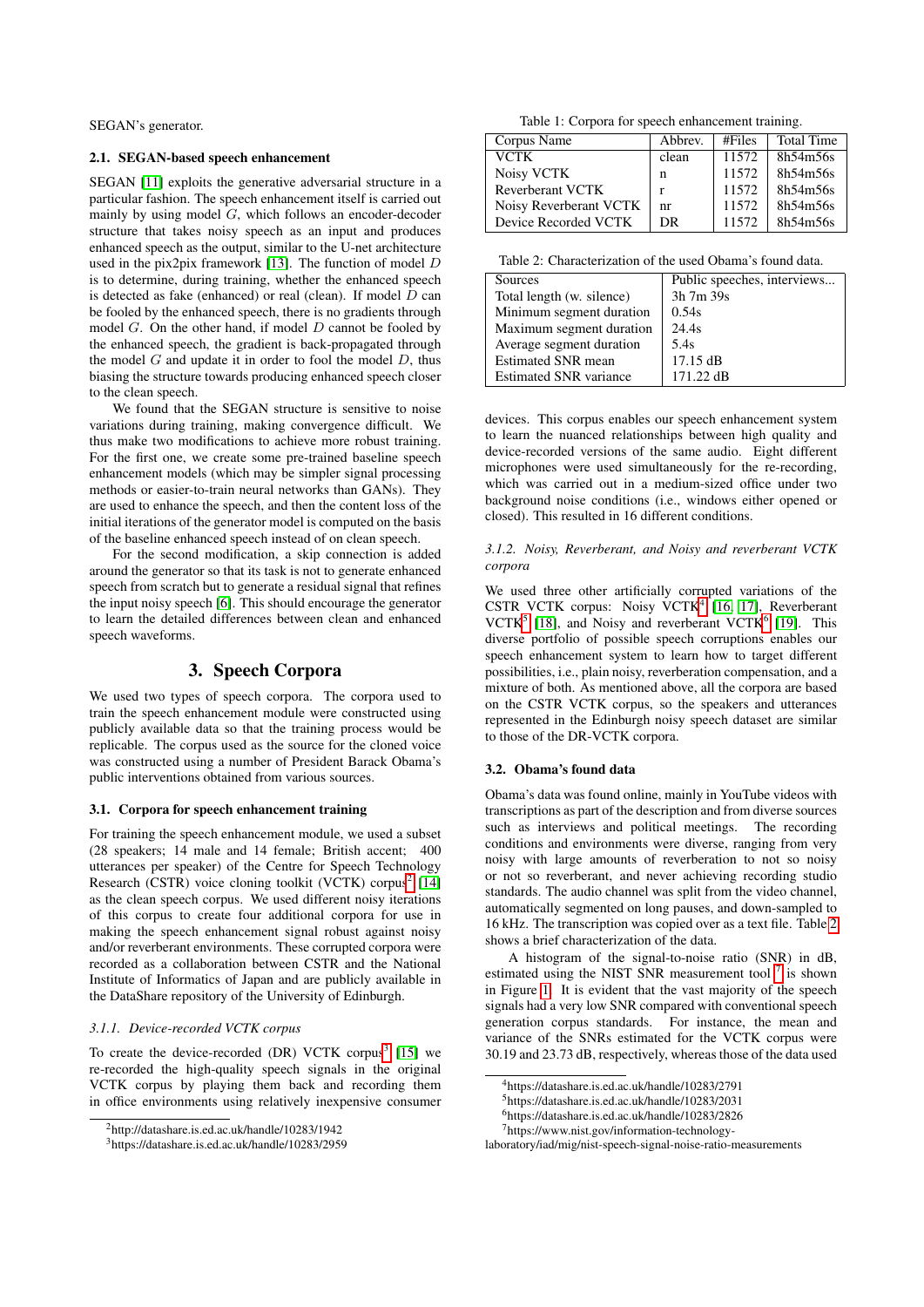SEGAN's generator.

### 2.1. SEGAN-based speech enhancement

SEGAN [11] exploits the generative adversarial structure in a particular fashion. The speech enhancement itself is carried out mainly by using model $G$, which follows an encoder-decoder structure that takes noisy speech as an input and produces enhanced speech as the output, similar to the U-net architecture used in the pix2pix framework [13]. The function of model $D$ is to determine, during training, whether the enhanced speech is detected as fake (enhanced) or real (clean). If model $D$ can be fooled by the enhanced speech, there is no gradients through model $G$. On the other hand, if model $D$ cannot be fooled by the enhanced speech, the gradient is back-propagated through the model $G$ and update it in order to fool the model $D$, thus biasing the structure towards producing enhanced speech closer to the clean speech.

We found that the SEGAN structure is sensitive to noise variations during training, making convergence difficult. We thus make two modifications to achieve more robust training. For the first one, we create some pre-trained baseline speech enhancement models (which may be simpler signal processing methods or easier-to-train neural networks than GANs). They are used to enhance the speech, and then the content loss of the initial iterations of the generator model is computed on the basis of the baseline enhanced speech instead of on clean speech.

For the second modification, a skip connection is added around the generator so that its task is not to generate enhanced speech from scratch but to generate a residual signal that refines the input noisy speech [6]. This should encourage the generator to learn the detailed differences between clean and enhanced speech waveforms.

## 3. Speech Corpora

We used two types of speech corpora. The corpora used to train the speech enhancement module were constructed using publicly available data so that the training process would be replicable. The corpus used as the source for the cloned voice was constructed using a number of President Barack Obama's public interventions obtained from various sources.

### 3.1. Corpora for speech enhancement training

For training the speech enhancement module, we used a subset (28 speakers; 14 male and 14 female; British accent; 400 utterances per speaker) of the Centre for Speech Technology Research (CSTR) voice cloning toolkit (VCTK) corpus[2] [14] as the clean speech corpus. We used different noisy iterations of this corpus to create four additional corpora for use in making the speech enhancement signal robust against noisy and/or reverberant environments. These corrupted corpora were recorded as a collaboration between CSTR and the National Institute of Informatics of Japan and are publicly available in the DataShare repository of the University of Edinburgh.

#### *3.1.1. Device-recorded VCTK corpus*

To create the device-recorded (DR) VCTK corpus[3] [15] we re-recorded the high-quality speech signals in the original VCTK corpus by playing them back and recording them in office environments using relatively inexpensive consumer devices. This corpus enables our speech enhancement system to learn the nuanced relationships between high quality and device-recorded versions of the same audio. Eight different microphones were used simultaneously for the re-recording, which was carried out in a medium-sized office under two background noise conditions (i.e., windows either opened or closed). This resulted in 16 different conditions.

#### *3.1.2. Noisy, Reverberant, and Noisy and reverberant VCTK corpora*

We used three other artificially corrupted variations of the CSTR VCTK corpus: Noisy VCTK[4] [16, 17], Reverberant VCTK[5] [18], and Noisy and reverberant VCTK[6] [19]. This diverse portfolio of possible speech corruptions enables our speech enhancement system to learn how to target different possibilities, i.e., plain noisy, reverberation compensation, and a mixture of both. As mentioned above, all the corpora are based on the CSTR VCTK corpus, so the speakers and utterances represented in the Edinburgh noisy speech dataset are similar to those of the DR-VCTK corpora.

Table 1: Corpora for speech enhancement training.

| Corpus Name | Abbrev. | #Files | Total Time |
|---|---|---|---|
| VCTK | clean | 11572 | 8h54m56s |
| Noisy VCTK | n | 11572 | 8h54m56s |
| Reverberant VCTK | r | 11572 | 8h54m56s |
| Noisy Reverberant VCTK | nr | 11572 | 8h54m56s |
| Device Recorded VCTK | DR | 11572 | 8h54m56s |

Table 2: Characterization of the used Obama's found data.

| Sources | Public speeches, interviews... |
|---|---|
| Total length (w. silence) | 3h 7m 39s |
| Minimum segment duration | 0.54s |
| Maximum segment duration | 24.4s |
| Average segment duration | 5.4s |
| Estimated SNR mean | 17.15 dB |
| Estimated SNR variance | 171.22 dB |

### 3.2. Obama's found data

Obama's data was found online, mainly in YouTube videos with transcriptions as part of the description and from diverse sources such as interviews and political meetings. The recording conditions and environments were diverse, ranging from very noisy with large amounts of reverberation to not so noisy or not so reverberant, and never achieving recording studio standards. The audio channel was split from the video channel, automatically segmented on long pauses, and down-sampled to 16 kHz. The transcription was copied over as a text file. Table 2 shows a brief characterization of the data.

A histogram of the signal-to-noise ratio (SNR) in dB, estimated using the NIST SNR measurement tool [7] is shown in Figure 1. It is evident that the vast majority of the speech signals had a very low SNR compared with conventional speech generation corpus standards. For instance, the mean and variance of the SNRs estimated for the VCTK corpus were 30.19 and 23.73 dB, respectively, whereas those of the data used

[2] http://datashare.is.ed.ac.uk/handle/10283/1942

[3] https://datashare.is.ed.ac.uk/handle/10283/2959

[4] https://datashare.is.ed.ac.uk/handle/10283/2791

[5] https://datashare.is.ed.ac.uk/handle/10283/2031

[6] https://datashare.is.ed.ac.uk/handle/10283/2826

[7] https://www.nist.gov/information-technology-laboratory/iad/mig/nist-speech-signal-noise-ratio-measurements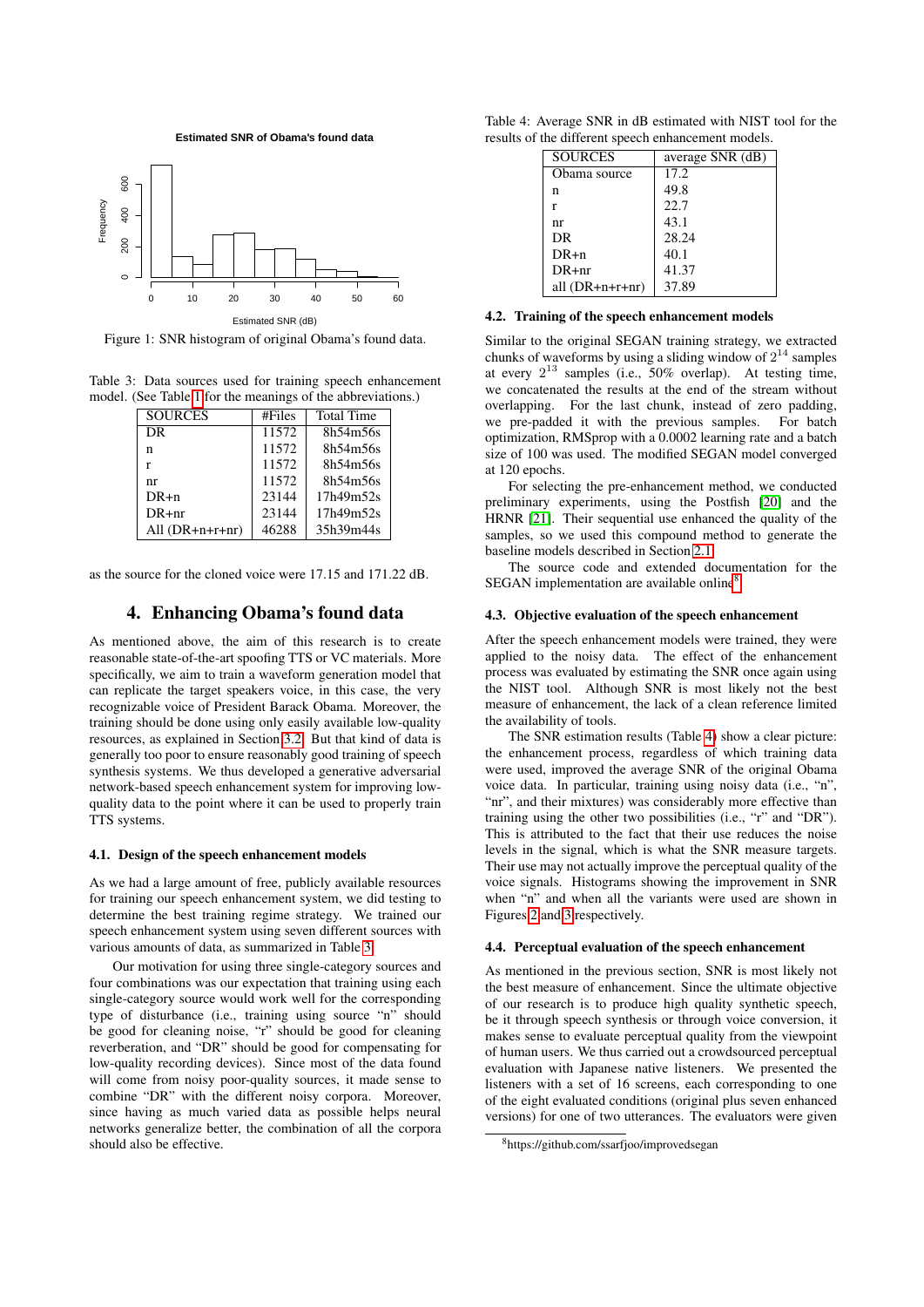Figure 1: SNR histogram of original Obama's found data.

Table 3: Data sources used for training speech enhancement model. (See Table 1 for the meanings of the abbreviations.)

| SOURCES | #Files | Total Time |
|---|---|---|
| DR | 11572 | 8h54m56s |
| n | 11572 | 8h54m56s |
| r | 11572 | 8h54m56s |
| nr | 11572 | 8h54m56s |
| DR+n | 23144 | 17h49m52s |
| DR+nr | 23144 | 17h49m52s |
| All (DR+n+r+nr) | 46288 | 35h39m44s |

as the source for the cloned voice were 17.15 and 171.22 dB.

## 4. Enhancing Obama's found data

As mentioned above, the aim of this research is to create reasonable state-of-the-art spoofing TTS or VC materials. More specifically, we aim to train a waveform generation model that can replicate the target speakers voice, in this case, the very recognizable voice of President Barack Obama. Moreover, the training should be done using only easily available low-quality resources, as explained in Section 3.2. But that kind of data is generally too poor to ensure reasonably good training of speech synthesis systems. We thus developed a generative adversarial network-based speech enhancement system for improving low-quality data to the point where it can be used to properly train TTS systems.

### 4.1. Design of the speech enhancement models

As we had a large amount of free, publicly available resources for training our speech enhancement system, we did testing to determine the best training regime strategy. We trained our speech enhancement system using seven different sources with various amounts of data, as summarized in Table 3.

Our motivation for using three single-category sources and four combinations was our expectation that training using each single-category source would work well for the corresponding type of disturbance (i.e., training using source "n" should be good for cleaning noise, "r" should be good for cleaning reverberation, and "DR" should be good for compensating for low-quality recording devices). Since most of the data found will come from noisy poor-quality sources, it makes sense to combine "DR" with the different noisy corpora. Moreover, since having as much varied data as possible helps neural networks generalize better, the combination of all the corpora should also be effective.

Table 4: Average SNR in dB estimated with NIST tool for the results of the different speech enhancement models.

| SOURCES | average SNR (dB) |
|---|---|
| Obama source | 17.2 |
| n | 49.8 |
| r | 22.7 |
| nr | 43.1 |
| DR | 28.24 |
| DR+n | 40.1 |
| DR+nr | 41.37 |
| all (DR+n+r+nr) | 37.89 |

### 4.2. Training of the speech enhancement models

Similar to the original SEGAN training strategy, we extracted chunks of waveforms by using a sliding window of $2^{14}$ samples at every $2^{13}$ samples (i.e., 50% overlap). At testing time, we concatenated the results at the end of the stream without overlapping. For the last chunk, instead of zero padding, we pre-padded it with the previous samples. For batch optimization, RMSprop with a 0.0002 learning rate and a batch size of 100 was used. The modified SEGAN model converged at 120 epochs.

For selecting the pre-enhancement method, we conducted preliminary experiments, using the Postfish [20] and the HRNR [21]. Their sequential use enhanced the quality of the samples, so we used this compound method to generate the baseline models described in Section 2.1.

The source code and extended documentation for the SEGAN implementation are available online[8].

### 4.3. Objective evaluation of the speech enhancement

After the speech enhancement models were trained, they were applied to the noisy data. The effect of the enhancement process was evaluated by estimating the SNR once again using the NIST tool. Although SNR is most likely not the best measure of enhancement, the lack of a clean reference limited the availability of tools.

The SNR estimation results (Table 4) show a clear picture: the enhancement process, regardless of which training data were used, improved the average SNR of the original Obama voice data. In particular, training using noisy data (i.e., "n", "nr", and their mixtures) was considerably more effective than training using the other two possibilities (i.e., "r" and "DR"). This is attributed to the fact that their use reduces the noise levels in the signal, which is what the SNR measure targets. Their use may not actually improve the perceptual quality of the voice signals. Histograms showing the improvement in SNR when "n" and when all the variants were used are shown in Figures 2 and 3 respectively.

### 4.4. Perceptual evaluation of the speech enhancement

As mentioned in the previous section, SNR is most likely not the best measure of enhancement. Since the ultimate objective of our research is to produce high quality synthetic speech, be it through speech synthesis or through voice conversion, it makes sense to evaluate perceptual quality from the viewpoint of human users. We thus carried out a crowdsourced perceptual evaluation with Japanese native listeners. We presented the listeners with a set of 16 screens, each corresponding to one of the eight evaluated conditions (original plus seven enhanced versions) for one of two utterances. The evaluators were given

[8] https://github.com/ssarfjoo/improvedsegan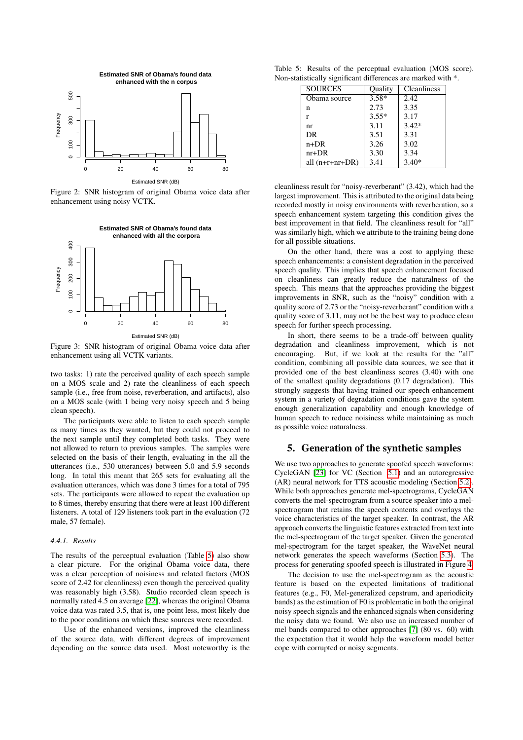Figure 2: SNR histogram of original Obama voice data after enhancement using noisy VCTK.

Figure 3: SNR histogram of original Obama voice data after enhancement using all VCTK variants.

two tasks: 1) rate the perceived quality of each speech sample on a MOS scale and 2) rate the cleanliness of each speech sample (i.e., free from noise, reverberation, and artifacts), also on a MOS scale (with 1 being very noisy speech and 5 being clean speech).

The participants were able to listen to each speech sample as many times as they wanted, but they could not proceed to the next sample until they completed both tasks. They were not allowed to return to previous samples. The samples were selected on the basis of their length, evaluating in the all the utterances (i.e., 530 utterances) between 5.0 and 5.9 seconds long. In total this meant that 265 sets for evaluating all the evaluation utterances, which was done 3 times for a total of 795 sets. The participants were allowed to repeat the evaluation up to 8 times, thereby ensuring that there were at least 100 different listeners. A total of 129 listeners took part in the evaluation (72 male, 57 female).

#### 4.4.1. Results

The results of the perceptual evaluation (Table 5) also show a clear picture. For the original Obama voice data, there was a clear perception of noisiness and related factors (MOS score of 2.42 for cleanliness) even though the perceived quality was reasonably high (3.58). Studio recorded clean speech is normally rated 4.5 on average [22], whereas the original Obama voice data was rated 3.5, that is, one point less, most likely due to the poor conditions on which these sources were recorded.

Use of the enhanced versions, improved the cleanliness of the source data, with different degrees of improvement depending on the source data used. Most noteworthy is the cleanliness result for "noisy-reverberant" (3.42), which had the largest improvement. This is attributed to the original data being recorded mostly in noisy environments with reverberation, so a speech enhancement system targeting this condition gives the best improvement in that field. The cleanliness result for "all" was similarly high, which we attribute to the training being done for all possible situations.

Table 5: Results of the perceptual evaluation (MOS score). Non-statistically significant differences are marked with *.

| SOURCES | Quality | Cleanliness |
|---|---|---|
| Obama source | 3.58* | 2.42 |
| n | 2.73 | 3.35 |
| r | 3.55* | 3.17 |
| nr | 3.11 | 3.42* |
| DR | 3.51 | 3.31 |
| n+DR | 3.26 | 3.02 |
| nr+DR | 3.30 | 3.34 |
| all (n+r+nr+DR) | 3.41 | 3.40* |

On the other hand, there was a cost to applying these speech enhancements: a consistent degradation in the perceived speech quality. This implies that speech enhancement focused on cleanliness can greatly reduce the naturalness of the speech. This means that the approaches providing the biggest improvements in SNR, such as the "noisy" condition with a quality score of 2.73 or the "noisy-reverberant" condition with a quality score of 3.11, may not be the best way to produce clean speech for further speech processing.

In short, there seems to be a trade-off between quality degradation and cleanliness improvement, which is not encouraging. But, if we look at the results for the "all" condition, combining all possible data sources, we see that it provided one of the best cleanliness scores (3.40) with one of the smallest quality degradations (0.17 degradation). This strongly suggests that having trained our speech enhancement system in a variety of degradation conditions gave the system enough generalization capability and enough knowledge of human speech to reduce noisiness while maintaining as much as possible voice naturalness.

## 5. Generation of the synthetic samples

We use two approaches to generate spoofed speech waveforms: CycleGAN [23] for VC (Section 5.1) and an autoregressive (AR) neural network for TTS acoustic modeling (Section 5.2). While both approaches generate mel-spectrograms, CycleGAN converts the mel-spectrogram from a source speaker into a mel-spectrogram that retains the speech contents and overlays the voice characteristics of the target speaker. In contrast, the AR approach converts the linguistic features extracted from text into the mel-spectrogram of the target speaker. Given the generated mel-spectrogram for the target speaker, the WaveNet neural network generates the speech waveforms (Section 5.3). The process for generating spoofed speech is illustrated in Figure 4.

The decision to use the mel-spectrogram as the acoustic feature is based on the expected limitations of traditional features (e.g., F0, Mel-generalized cepstrum, and aperiodicity bands) as the estimation of F0 is problematic in both the original noisy speech signals and the enhanced signals when considering the noisy data we found. We also use an increased number of mel bands compared to other approaches [7] (80 vs. 60) with the expectation that it would help the waveform model better cope with corrupted or noisy segments.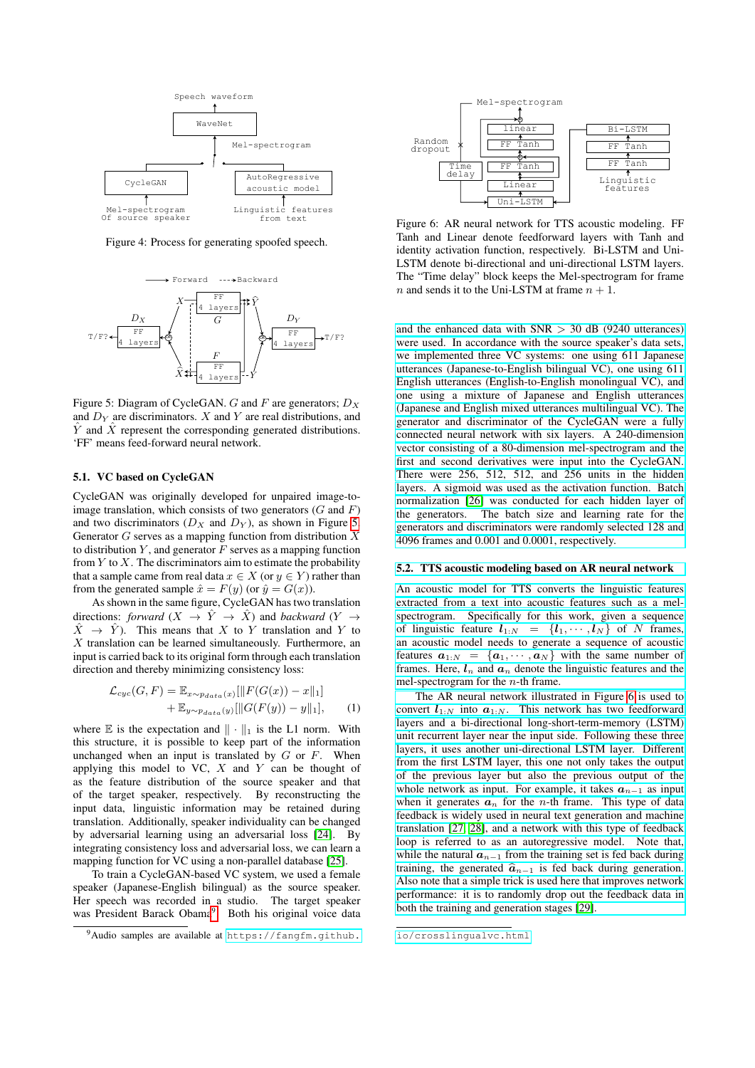Figure 4: Process for generating spoofed speech.

Figure 5: Diagram of CycleGAN. $G$ and $F$ are generators; $D_X$ and $D_Y$ are discriminators. $X$ and $Y$ are real distributions, and $\hat{Y}$ and $\hat{X}$ represent the corresponding generated distributions. 'FF' means feed-forward neural network.

### 5.1. VC based on CycleGAN

CycleGAN was originally developed for unpaired image-to-image translation, which consists of two generators ($G$ and $F$) and two discriminators ($D_X$ and $D_Y$), as shown in Figure 5. Generator $G$ serves as a mapping function from distribution $X$ to distribution $Y$, and generator $F$ serves as a mapping function from $Y$ to $X$. The discriminators aim to estimate the probability that a sample came from real data $x \in X$ (or $y \in Y$) rather than from the generated sample $\hat{x} = F(y)$ (or $\hat{y} = G(x)$).

As shown in the same figure, CycleGAN has two translation directions: *forward* ($X \rightarrow \hat{Y} \rightarrow \hat{X}$) and *backward* ($Y \rightarrow \hat{X} \rightarrow \hat{Y}$). This means that $X$ to $Y$ translation and $Y$ to $X$ translation can be learned simultaneously. Furthermore, an input is carried back to its original form through each translation direction and thereby minimizing consistency loss:

$$\mathcal{L}_{cyc}(G, F) = \mathbb{E}_{x \sim p_{data}(x)}[\|F(G(x)) - x\|_1] + \mathbb{E}_{y \sim p_{data}(y)}[\|G(F(y)) - y\|_1], \quad (1)$$

where $\mathbb{E}$ is the expectation and $\|\cdot\|_1$ is the L1 norm. With this structure, it is possible to keep part of the information unchanged when an input is translated by $G$ or $F$. When applying this model to VC, $X$ and $Y$ can be thought of as the feature distribution of the source speaker and that of the target speaker, respectively. By reconstructing the input data, linguistic information may be retained during translation. Additionally, speaker individuality can be changed by adversarial learning using an adversarial loss [24]. By integrating consistency loss and adversarial loss, we can learn a mapping function for VC using a non-parallel database [25].

To train a CycleGAN-based VC system, we used a female speaker (Japanese-English bilingual) as the source speaker. Her speech was recorded in a studio. The target speaker was President Barack Obama[9]. Both his original voice data and the enhanced data with SNR > 30 dB (9240 utterances) were used. In accordance with the source speaker's data sets, we implemented three VC systems: one using 611 Japanese utterances (Japanese-to-English bilingual VC), one using 611 English utterances (English-to-English monolingual VC), and one using a mixture of Japanese and English utterances (Japanese and English mixed utterances multilingual VC). The generator and discriminator of the CycleGAN were a fully connected neural network with six layers. A 240-dimension vector consisting of a 80-dimension mel-spectrogram and the first and second derivatives were input into the CycleGAN. There were 256, 512, 512, and 256 units in the hidden layers. A sigmoid was used as the activation function. Batch normalization [26] was conducted for each hidden layer of the generators. The batch size and learning rate for the generators and discriminators were randomly selected 128 and 4096 frames and 0.001 and 0.0001, respectively.

[9] Audio samples are available at https://fangfm.github.io/crosslingualvc.html

Figure 6: AR neural network for TTS acoustic modeling. FF Tanh and Linear denote feedforward layers with Tanh and identity activation function, respectively. Bi-LSTM and Uni-LSTM denote bi-directional and uni-directional LSTM layers. The "Time delay" block keeps the Mel-spectrogram for frame $n$ and sends it to the Uni-LSTM at frame $n+1$.

### 5.2. TTS acoustic modeling based on AR neural network

An acoustic model for TTS converts the linguistic features extracted from a text into acoustic features such as a mel-spectrogram. Specifically for this work, given a sequence of linguistic feature $\boldsymbol{l}_{1:N} = \{\boldsymbol{l}_1, \cdots, \boldsymbol{l}_N\}$ of $N$ frames, an acoustic model needs to generate a sequence of acoustic features $\boldsymbol{a}_{1:N} = \{\boldsymbol{a}_1, \cdots, \boldsymbol{a}_N\}$ with the same number of frames. Here, $\boldsymbol{l}_n$ and $\boldsymbol{a}_n$ denote the linguistic features and the mel-spectrogram for the $n$-th frame.

The AR neural network illustrated in Figure 6 is used to convert $\boldsymbol{l}_{1:N}$ into $\boldsymbol{a}_{1:N}$. This network has two feedforward layers and a bi-directional long-short-term-memory (LSTM) unit recurrent layer near the input side. Following these three layers, it uses another uni-directional LSTM layer. Different from the first LSTM layer, this one not only takes the output of the previous layer but also the previous output of the whole network as input. For example, it takes $\boldsymbol{a}_{n-1}$ as input when it generates $\boldsymbol{a}_n$ for the $n$-th frame. This type of data feedback is widely used in neural text generation and machine translation [27, 28], and a network with this type of feedback loop is referred to as an autoregressive model. Note that, while the natural $\boldsymbol{a}_{n-1}$ from the training set is fed back during training, the generated $\widehat{\boldsymbol{a}}_{n-1}$ is fed back during generation. Also note that a simple trick is used here that improves network performance: it is to randomly drop out the feedback data in both the training and generation stages [29].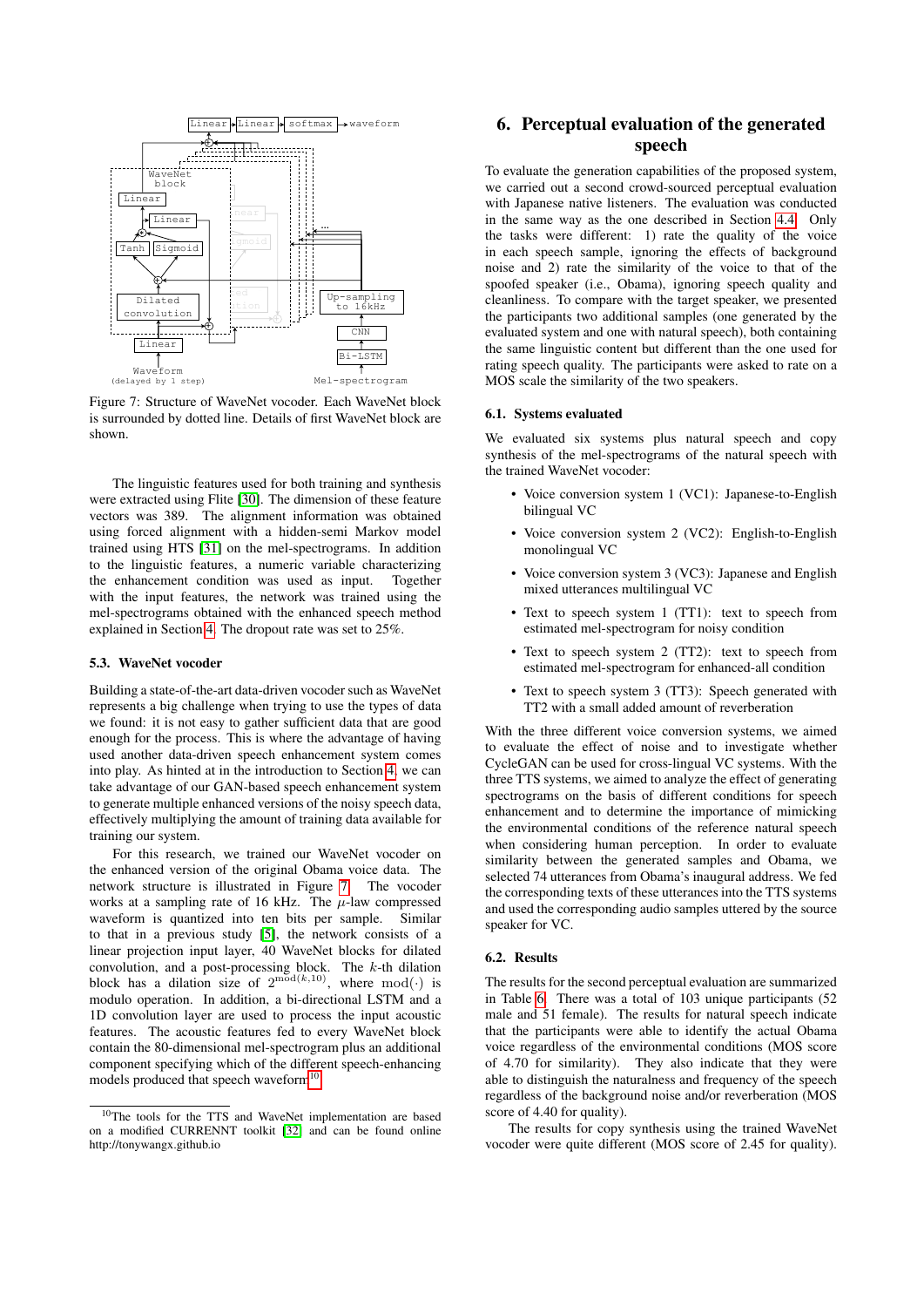Figure 7: Structure of WaveNet vocoder. Each WaveNet block is surrounded by dotted line. Details of first WaveNet block are shown.

The linguistic features used for both training and synthesis were extracted using Flite [30]. The dimension of these feature vectors was 389. The alignment information was obtained using forced alignment with a hidden-semi Markov model trained using HTS [31] on the mel-spectrograms. In addition to the linguistic features, a numeric variable characterizing the enhancement condition was used as input. Together with the input features, the network was trained using the mel-spectrograms obtained with the enhanced speech method explained in Section 4. The dropout rate was set to 25%.

### 5.3. WaveNet vocoder

Building a state-of-the-art data-driven vocoder such as WaveNet represents a big challenge when trying to use the types of data we found: it is not easy to gather sufficient data that are good enough for the process. This is where the advantage of having used another data-driven speech enhancement system comes into play. As hinted at in the introduction to Section 4, we can take advantage of our GAN-based speech enhancement system to generate multiple enhanced versions of the noisy speech data, effectively multiplying the amount of training data available for training our system.

For this research, we trained our WaveNet vocoder on the enhanced version of the original Obama voice data. The network structure is illustrated in Figure 7. The vocoder works at a sampling rate of 16 kHz. The $\mu$-law compressed waveform is quantized into ten bits per sample. Similar to that in a previous study [5], the network consists of a linear projection input layer, 40 WaveNet blocks for dilated convolution, and a post-processing block. The $k$-th dilation block has a dilation size of $2^{\mathrm{mod}(k,10)}$, where $\mathrm{mod}(\cdot)$ is modulo operation. In addition, a bi-directional LSTM and a 1D convolution layer are used to process the input acoustic features. The acoustic features fed to every WaveNet block contain the 80-dimensional mel-spectrogram plus an additional component specifying which of the different speech-enhancing models produced that speech waveform[10].

[10] The tools for the TTS and WaveNet implementation are based on a modified CURRENNT toolkit [32] and can be found online http://tonywangx.github.io

## 6. Perceptual evaluation of the generated speech

To evaluate the generation capabilities of the proposed system, we carried out a second crowd-sourced perceptual evaluation with Japanese native listeners. The evaluation was conducted in the same way as the one described in Section 4.4. Only the tasks were different: 1) rate the quality of the voice in each speech sample, ignoring the effects of background noise and 2) rate the similarity of the voice to that of the spoofed speaker (i.e., Obama), ignoring speech quality and cleanliness. To compare with the target speaker, we presented the participants two additional samples (one generated by the evaluated system and one with natural speech), both containing the same linguistic content but different than the one used for rating speech quality. The participants were asked to rate on a MOS scale the similarity of the two speakers.

### 6.1. Systems evaluated

We evaluated six systems plus natural speech and copy synthesis of the mel-spectrograms of the natural speech with the trained WaveNet vocoder:

- Voice conversion system 1 (VC1): Japanese-to-English bilingual VC
- Voice conversion system 2 (VC2): English-to-English monolingual VC
- Voice conversion system 3 (VC3): Japanese and English mixed utterances multilingual VC
- Text to speech system 1 (TT1): text to speech from estimated mel-spectrogram for noisy condition
- Text to speech system 2 (TT2): text to speech from estimated mel-spectrogram for enhanced-all condition
- Text to speech system 3 (TT3): Speech generated with TT2 with a small added amount of reverberation

With the three different voice conversion systems, we aimed to evaluate the effect of noise and to investigate whether CycleGAN can be used for cross-lingual VC systems. With the three TTS systems, we aimed to analyze the effect of generating spectrograms on the basis of different conditions for speech enhancement and to determine the importance of mimicking the environmental conditions of the reference natural speech when considering human perception. In order to evaluate similarity between the generated samples and Obama, we selected 74 utterances from Obama's inaugural address. We fed the corresponding texts of these utterances into the TTS systems and used the corresponding audio samples uttered by the source speaker for VC.

### 6.2. Results

The results for the second perceptual evaluation are summarized in Table 6. There was a total of 103 unique participants (52 male and 51 female). The results for natural speech indicate that the participants were able to identify the actual Obama voice regardless of the environmental conditions (MOS score of 4.70 for similarity). They also indicate that they were able to distinguish the naturalness and frequency of the speech regardless of the background noise and/or reverberation (MOS score of 4.40 for quality).

The results for copy synthesis using the trained WaveNet vocoder were quite different (MOS score of 2.45 for quality).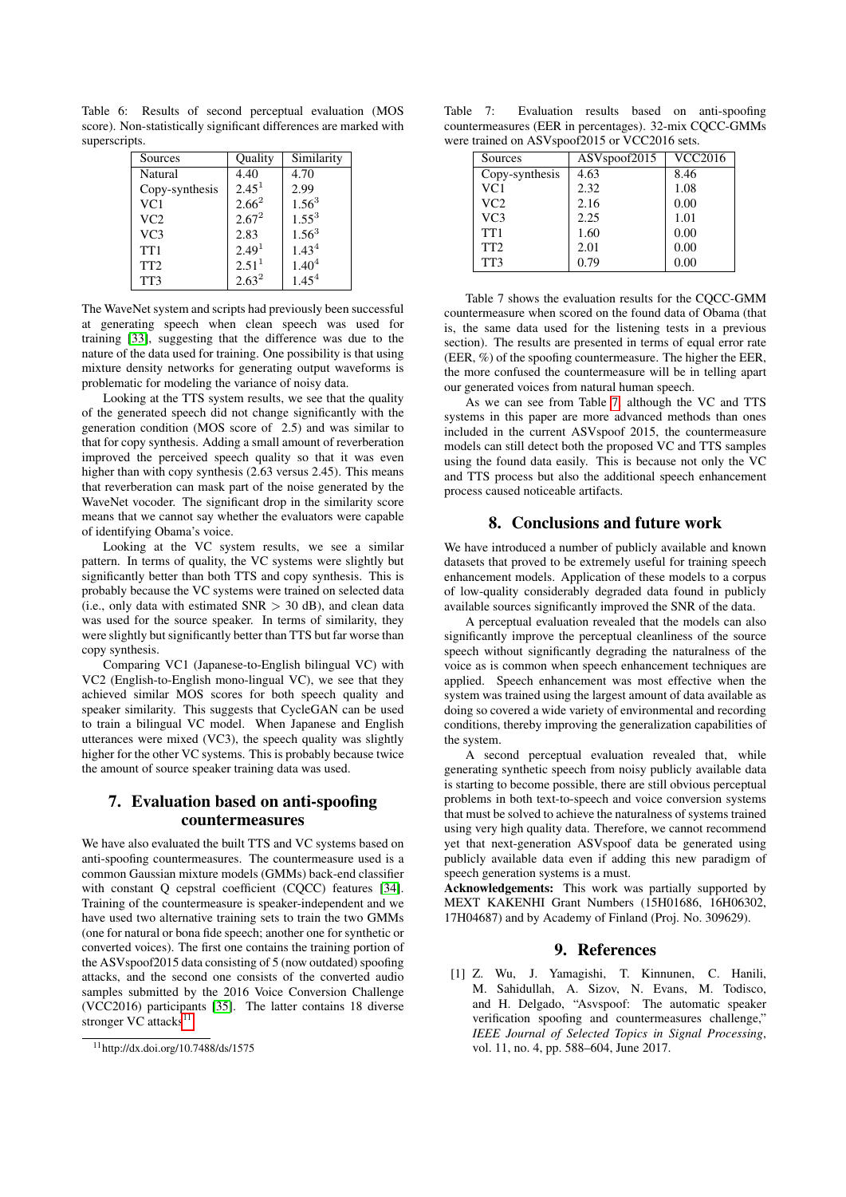Table 6: Results of second perceptual evaluation (MOS score). Non-statistically significant differences are marked with superscripts.

| Sources | Quality | Similarity |
|---|---|---|
| Natural | 4.40 | 4.70 |
| Copy-synthesis | $2.45^1$ | 2.99 |
| VC1 | $2.66^2$ | $1.56^3$ |
| VC2 | $2.67^2$ | $1.55^3$ |
| VC3 | 2.83 | $1.56^3$ |
| TT1 | $2.49^1$ | $1.43^4$ |
| TT2 | $2.51^1$ | $1.40^4$ |
| TT3 | $2.63^2$ | $1.45^4$ |

The WaveNet system and scripts had previously been successful at generating speech when clean speech was used for training [33], suggesting that the difference was due to the nature of the data used for training. One possibility is that using mixture density networks for generating output waveforms is problematic for modeling the variance of noisy data.

Looking at the TTS system results, we see that the quality of the generated speech did not change significantly with the generation condition (MOS score of 2.5) and was similar to that for copy synthesis. Adding a small amount of reverberation improved the perceived speech quality so that it was even higher than with copy synthesis (2.63 versus 2.45). This means that reverberation can mask part of the noise generated by the WaveNet vocoder. The significant drop in the similarity score means that we cannot say whether the evaluators were capable of identifying Obama's voice.

Looking at the VC system results, we see a similar pattern. In terms of quality, the VC systems were slightly but significantly better than both TTS and copy synthesis. This is probably because the VC systems were trained on selected data (i.e., only data with estimated SNR > 30 dB), and clean data was used for the source speaker. In terms of similarity, they were slightly but significantly better than TTS but far worse than copy synthesis.

Comparing VC1 (Japanese-to-English bilingual VC) with VC2 (English-to-English mono-lingual VC), we see that they achieved similar MOS scores for both speech quality and speaker similarity. This suggests that CycleGAN can be used to train a bilingual VC model. When Japanese and English utterances were mixed (VC3), the speech quality was slightly higher for the other VC systems. This is probably because twice the amount of source speaker training data was used.

## 7. Evaluation based on anti-spoofing countermeasures

We have also evaluated the built TTS and VC systems based on anti-spoofing countermeasures. The countermeasure used is a common Gaussian mixture models (GMMs) back-end classifier with constant Q cepstral coefficient (CQCC) features [34]. Training of the countermeasure is speaker-independent and we have used two alternative training sets to train the two GMMs (one for natural or bona fide speech; another one for synthetic or converted voices). The first one contains the training portion of the ASVspoof2015 data consisting of 5 (now outdated) spoofing attacks, and the second one consists of the converted audio samples submitted by the 2016 Voice Conversion Challenge (VCC2016) participants [35]. The latter contains 18 diverse stronger VC attacks[11].

[11] http://dx.doi.org/10.7488/ds/1575

Table 7: Evaluation results based on anti-spoofing countermeasures (EER in percentages). 32-mix CQCC-GMMs were trained on ASVspoof2015 or VCC2016 sets.

| Sources | ASVspoof2015 | VCC2016 |
|---|---|---|
| Copy-synthesis | 4.63 | 8.46 |
| VC1 | 2.32 | 1.08 |
| VC2 | 2.16 | 0.00 |
| VC3 | 2.25 | 1.01 |
| TT1 | 1.60 | 0.00 |
| TT2 | 2.01 | 0.00 |
| TT3 | 0.79 | 0.00 |

Table 7 shows the evaluation results for the CQCC-GMM countermeasure when scored on the found data of Obama (that is, the same data used for the listening tests in a previous section). The results are presented in terms of equal error rate (EER, %) of the spoofing countermeasure. The higher the EER, the more confused the countermeasure will be in telling apart our generated voices from natural human speech.

As we can see from Table 7, although the VC and TTS systems in this paper are more advanced methods than ones included in the current ASVspoof 2015, the countermeasure models can still detect both the proposed VC and TTS samples using the found data easily. This is because not only the VC and TTS process but also the additional speech enhancement process caused noticeable artifacts.

## 8. Conclusions and future work

We have introduced a number of publicly available and known datasets that proved to be extremely useful for training speech enhancement models. Application of these models to a corpus of low-quality considerably degraded data found in publicly available sources significantly improved the SNR of the data.

A perceptual evaluation revealed that the models can also significantly improve the perceptual cleanliness of the source speech without significantly degrading the naturalness of the voice as is common when speech enhancement techniques are applied. Speech enhancement was most effective when the system was trained using the largest amount of data available as doing so covered a wide variety of environmental and recording conditions, thereby improving the generalization capabilities of the system.

A second perceptual evaluation revealed that, while generating synthetic speech from noisy publicly available data is starting to become possible, there are still obvious perceptual problems in both text-to-speech and voice conversion systems that must be solved to achieve the naturalness of systems trained using very high quality data. Therefore, we cannot recommend yet that next-generation ASVspoof data be generated using publicly available data even if adding this new paradigm of speech generation systems is a must.

**Acknowledgements:** This work was partially supported by MEXT KAKENHI Grant Numbers (15H01686, 16H06302, 17H04687) and by Academy of Finland (Proj. No. 309629).

## 9. References

[1] Z. Wu, J. Yamagishi, T. Kinnunen, C. Hanili, M. Sahidullah, A. Sizov, N. Evans, M. Todisco, and H. Delgado, "Asvspoof: The automatic speaker verification spoofing and countermeasures challenge," *IEEE Journal of Selected Topics in Signal Processing*, vol. 11, no. 4, pp. 588–604, June 2017.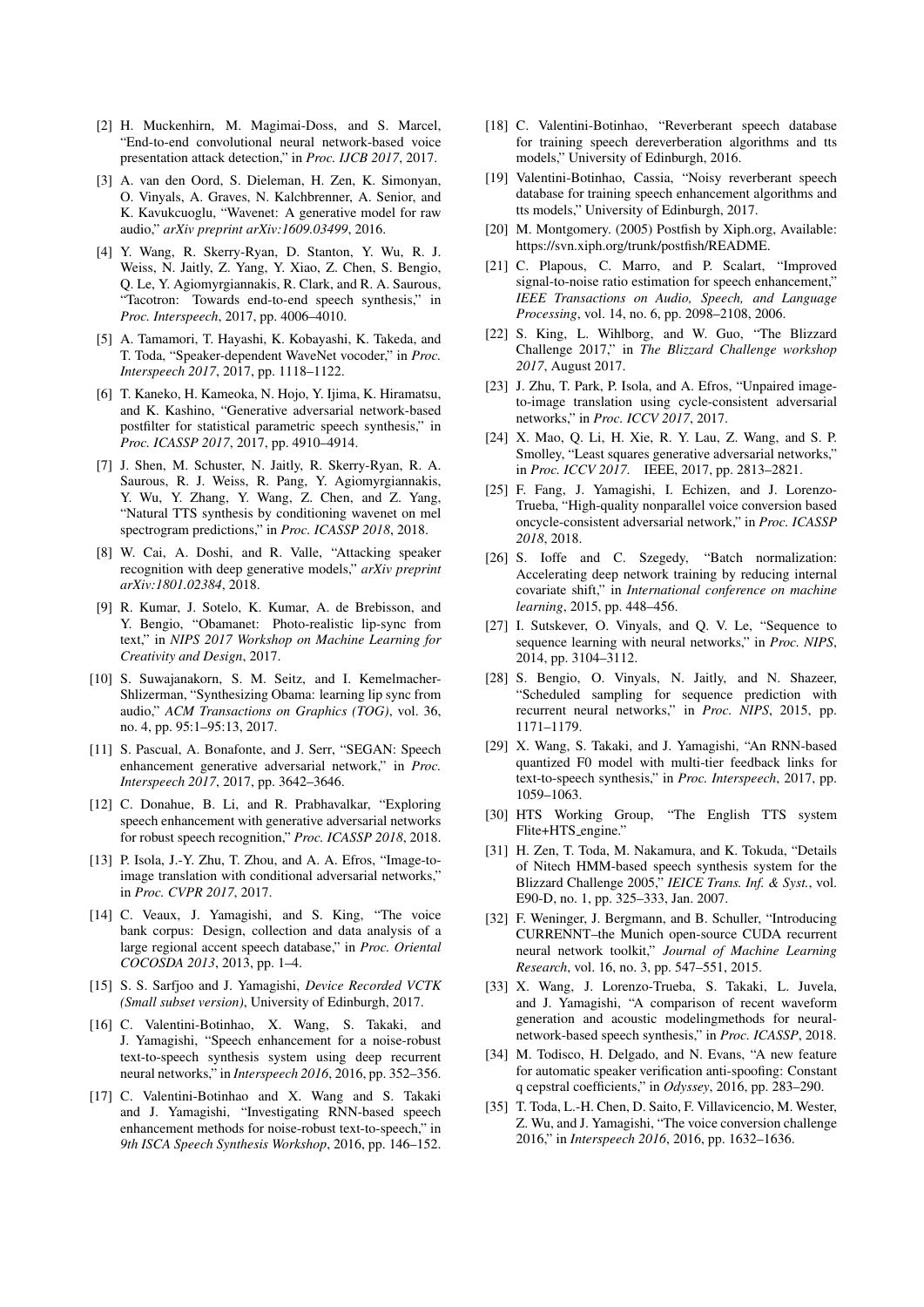[2] H. Muckenhirn, M. Magimai-Doss, and S. Marcel, "End-to-end convolutional neural network-based voice presentation attack detection," in *Proc. IJCB 2017*, 2017.

[3] A. van den Oord, S. Dieleman, H. Zen, K. Simonyan, O. Vinyals, A. Graves, N. Kalchbrenner, A. Senior, and K. Kavukcuoglu, "Wavenet: A generative model for raw audio," *arXiv preprint arXiv:1609.03499*, 2016.

[4] Y. Wang, R. Skerry-Ryan, D. Stanton, Y. Wu, R. J. Weiss, N. Jaitly, Z. Yang, Y. Xiao, Z. Chen, S. Bengio, Q. Le, Y. Agiomyrgiannakis, R. Clark, and R. A. Saurous, "Tacotron: Towards end-to-end speech synthesis," in *Proc. Interspeech*, 2017, pp. 4006–4010.

[5] A. Tamamori, T. Hayashi, K. Kobayashi, K. Takeda, and T. Toda, "Speaker-dependent WaveNet vocoder," in *Proc. Interspeech 2017*, 2017, pp. 1118–1122.

[6] T. Kaneko, H. Kameoka, N. Hojo, Y. Ijima, K. Hiramatsu, and K. Kashino, "Generative adversarial network-based postfilter for statistical parametric speech synthesis," in *Proc. ICASSP 2017*, 2017, pp. 4910–4914.

[7] J. Shen, M. Schuster, N. Jaitly, R. Skerry-Ryan, R. A. Saurous, R. J. Weiss, R. Pang, Y. Agiomyrgiannakis, Y. Wu, Y. Zhang, Y. Wang, Z. Chen, and Z. Yang, "Natural TTS synthesis by conditioning wavenet on mel spectrogram predictions," in *Proc. ICASSP 2018*, 2018.

[8] W. Cai, A. Doshi, and R. Valle, "Attacking speaker recognition with deep generative models," *arXiv preprint arXiv:1801.02384*, 2018.

[9] R. Kumar, J. Sotelo, K. Kumar, A. de Brebisson, and Y. Bengio, "Obamanet: Photo-realistic lip-sync from text," in *NIPS 2017 Workshop on Machine Learning for Creativity and Design*, 2017.

[10] S. Suwajanakorn, S. M. Seitz, and I. Kemelmacher-Shlizerman, "Synthesizing Obama: learning lip sync from audio," *ACM Transactions on Graphics (TOG)*, vol. 36, no. 4, pp. 95:1–95:13, 2017.

[11] S. Pascual, A. Bonafonte, and J. Serr, "SEGAN: Speech enhancement generative adversarial network," in *Proc. Interspeech 2017*, 2017, pp. 3642–3646.

[12] C. Donahue, B. Li, and R. Prabhavalkar, "Exploring speech enhancement with generative adversarial networks for robust speech recognition," *Proc. ICASSP 2018*, 2018.

[13] P. Isola, J.-Y. Zhu, T. Zhou, and A. A. Efros, "Image-to-image translation with conditional adversarial networks," in *Proc. CVPR 2017*, 2017.

[14] C. Veaux, J. Yamagishi, and S. King, "The voice bank corpus: Design, collection and data analysis of a large regional accent speech database," in *Proc. Oriental COCOSDA 2013*, 2013, pp. 1–4.

[15] S. S. Sarfjoo and J. Yamagishi, *Device Recorded VCTK (Small subset version)*, University of Edinburgh, 2017.

[16] C. Valentini-Botinhao, X. Wang, S. Takaki, and J. Yamagishi, "Speech enhancement for a noise-robust text-to-speech synthesis system using deep recurrent neural networks," in *Interspeech 2016*, 2016, pp. 352–356.

[17] C. Valentini-Botinhao and X. Wang and S. Takaki and J. Yamagishi, "Investigating RNN-based speech enhancement methods for noise-robust text-to-speech," in *9th ISCA Speech Synthesis Workshop*, 2016, pp. 146–152.

[18] C. Valentini-Botinhao, "Reverberant speech database for training speech dereverberation algorithms and tts models," University of Edinburgh, 2016.

[19] Valentini-Botinhao, Cassia, "Noisy reverberant speech database for training speech enhancement algorithms and tts models," University of Edinburgh, 2017.

[20] M. Montgomery. (2005) Postfish by Xiph.org, Available: https://svn.xiph.org/trunk/postfish/README.

[21] C. Plapous, C. Marro, and P. Scalart, "Improved signal-to-noise ratio estimation for speech enhancement," *IEEE Transactions on Audio, Speech, and Language Processing*, vol. 14, no. 6, pp. 2098–2108, 2006.

[22] S. King, L. Wihlborg, and W. Guo, "The Blizzard Challenge 2017," in *The Blizzard Challenge workshop 2017*, August 2017.

[23] J. Zhu, T. Park, P. Isola, and A. Efros, "Unpaired image-to-image translation using cycle-consistent adversarial networks," in *Proc. ICCV 2017*, 2017.

[24] X. Mao, Q. Li, H. Xie, R. Y. Lau, Z. Wang, and S. P. Smolley, "Least squares generative adversarial networks," in *Proc. ICCV 2017*. IEEE, 2017, pp. 2813–2821.

[25] F. Fang, J. Yamagishi, I. Echizen, and J. Lorenzo-Trueba, "High-quality nonparallel voice conversion based oncycle-consistent adversarial network," in *Proc. ICASSP 2018*, 2018.

[26] S. Ioffe and C. Szegedy, "Batch normalization: Accelerating deep network training by reducing internal covariate shift," in *International conference on machine learning*, 2015, pp. 448–456.

[27] I. Sutskever, O. Vinyals, and Q. V. Le, "Sequence to sequence learning with neural networks," in *Proc. NIPS*, 2014, pp. 3104–3112.

[28] S. Bengio, O. Vinyals, N. Jaitly, and N. Shazeer, "Scheduled sampling for sequence prediction with recurrent neural networks," in *Proc. NIPS*, 2015, pp. 1171–1179.

[29] X. Wang, S. Takaki, and J. Yamagishi, "An RNN-based quantized F0 model with multi-tier feedback links for text-to-speech synthesis," in *Proc. Interspeech*, 2017, pp. 1059–1063.

[30] HTS Working Group, "The English TTS system Flite+HTS_engine."

[31] H. Zen, T. Toda, M. Nakamura, and K. Tokuda, "Details of Nitech HMM-based speech synthesis system for the Blizzard Challenge 2005," *IEICE Trans. Inf. & Syst.*, vol. E90-D, no. 1, pp. 325–333, Jan. 2007.

[32] F. Weninger, J. Bergmann, and B. Schuller, "Introducing CURRENNT–the Munich open-source CUDA recurrent neural network toolkit," *Journal of Machine Learning Research*, vol. 16, no. 3, pp. 547–551, 2015.

[33] X. Wang, J. Lorenzo-Trueba, S. Takaki, L. Juvela, and J. Yamagishi, "A comparison of recent waveform generation and acoustic modelingmethods for neural-network-based speech synthesis," in *Proc. ICASSP*, 2018.

[34] M. Todisco, H. Delgado, and N. Evans, "A new feature for automatic speaker verification anti-spoofing: Constant q cepstral coefficients," in *Odyssey*, 2016, pp. 283–290.

[35] T. Toda, L.-H. Chen, D. Saito, F. Villavicencio, M. Wester, Z. Wu, and J. Yamagishi, "The voice conversion challenge 2016," in *Interspeech 2016*, 2016, pp. 1632–1636.